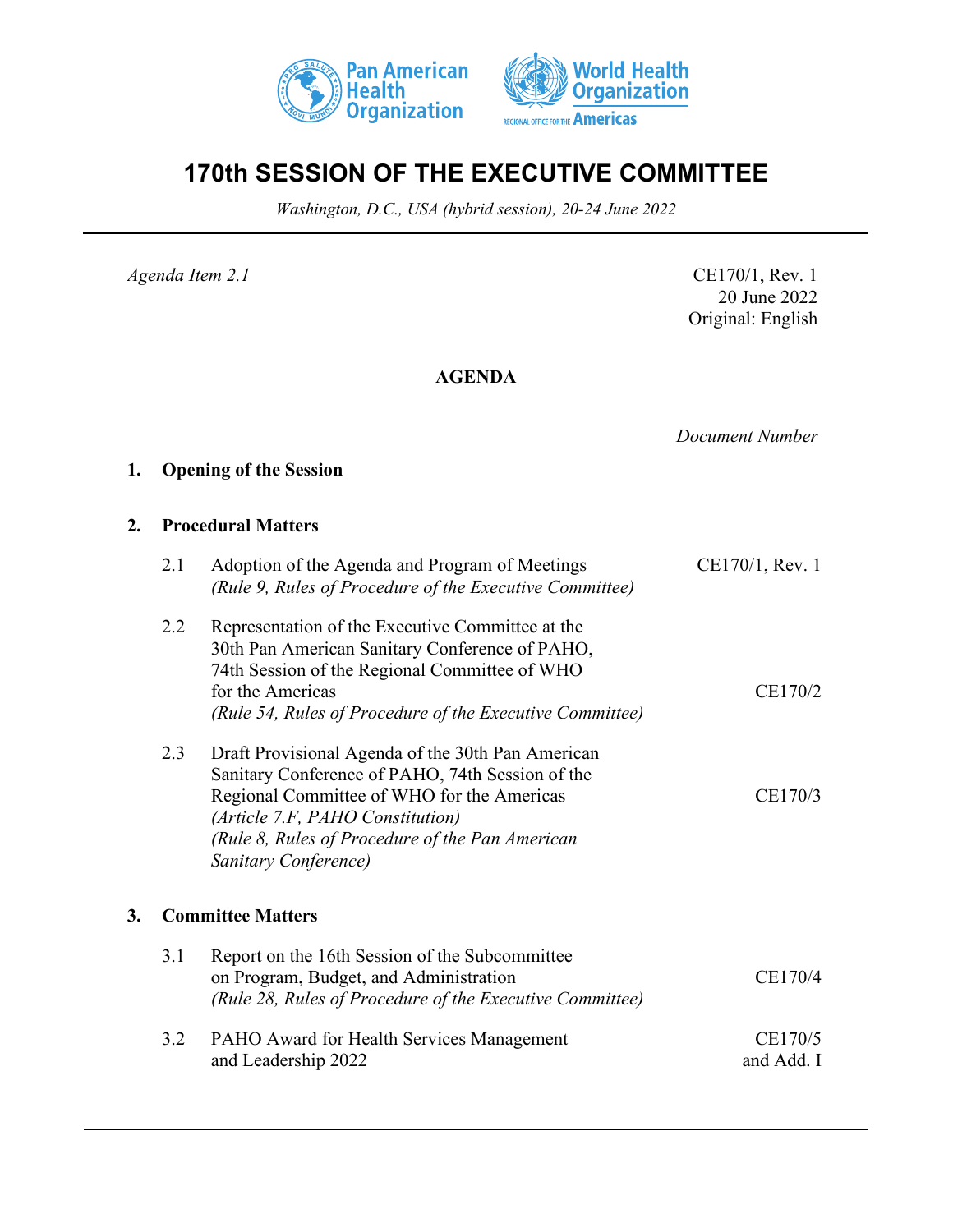# 170th SESSION OF THE EXECUTIVE COMMITTEE

*Washington, D.C., USA (hybrid session), 20-24 June 2022*

*Agenda Item 2.1*

CE170/1, Rev. 1
20 June 2022
Original: English

## AGENDA

| | | | *Document Number* |
|---|---|---|---|
| **1.** | **Opening of the Session** | | |
| **2.** | **Procedural Matters** | | |
| | 2.1 | Adoption of the Agenda and Program of Meetings *(Rule 9, Rules of Procedure of the Executive Committee)* | CE170/1, Rev. 1 |
| | 2.2 | Representation of the Executive Committee at the 30th Pan American Sanitary Conference of PAHO, 74th Session of the Regional Committee of WHO for the Americas *(Rule 54, Rules of Procedure of the Executive Committee)* | CE170/2 |
| | 2.3 | Draft Provisional Agenda of the 30th Pan American Sanitary Conference of PAHO, 74th Session of the Regional Committee of WHO for the Americas *(Article 7.F, PAHO Constitution)* *(Rule 8, Rules of Procedure of the Pan American Sanitary Conference)* | CE170/3 |
| **3.** | **Committee Matters** | | |
| | 3.1 | Report on the 16th Session of the Subcommittee on Program, Budget, and Administration *(Rule 28, Rules of Procedure of the Executive Committee)* | CE170/4 |
| | 3.2 | PAHO Award for Health Services Management and Leadership 2022 | CE170/5 and Add. I |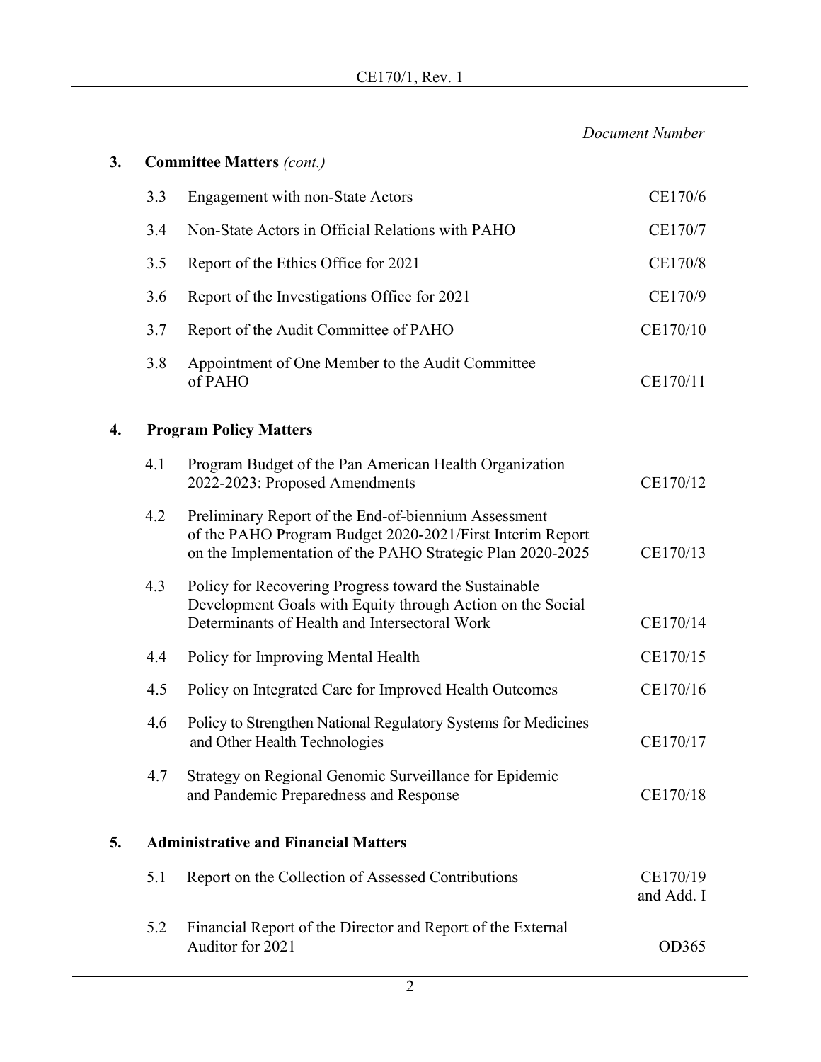*Document Number*

**3. Committee Matters** *(cont.)*

| | | |
|---|---|---|
| 3.3 | Engagement with non-State Actors | CE170/6 |
| 3.4 | Non-State Actors in Official Relations with PAHO | CE170/7 |
| 3.5 | Report of the Ethics Office for 2021 | CE170/8 |
| 3.6 | Report of the Investigations Office for 2021 | CE170/9 |
| 3.7 | Report of the Audit Committee of PAHO | CE170/10 |
| 3.8 | Appointment of One Member to the Audit Committee of PAHO | CE170/11 |

**4. Program Policy Matters**

| | | |
|---|---|---|
| 4.1 | Program Budget of the Pan American Health Organization 2022-2023: Proposed Amendments | CE170/12 |
| 4.2 | Preliminary Report of the End-of-biennium Assessment of the PAHO Program Budget 2020-2021/First Interim Report on the Implementation of the PAHO Strategic Plan 2020-2025 | CE170/13 |
| 4.3 | Policy for Recovering Progress toward the Sustainable Development Goals with Equity through Action on the Social Determinants of Health and Intersectoral Work | CE170/14 |
| 4.4 | Policy for Improving Mental Health | CE170/15 |
| 4.5 | Policy on Integrated Care for Improved Health Outcomes | CE170/16 |
| 4.6 | Policy to Strengthen National Regulatory Systems for Medicines and Other Health Technologies | CE170/17 |
| 4.7 | Strategy on Regional Genomic Surveillance for Epidemic and Pandemic Preparedness and Response | CE170/18 |

**5. Administrative and Financial Matters**

| | | |
|---|---|---|
| 5.1 | Report on the Collection of Assessed Contributions | CE170/19 and Add. I |
| 5.2 | Financial Report of the Director and Report of the External Auditor for 2021 | OD365 |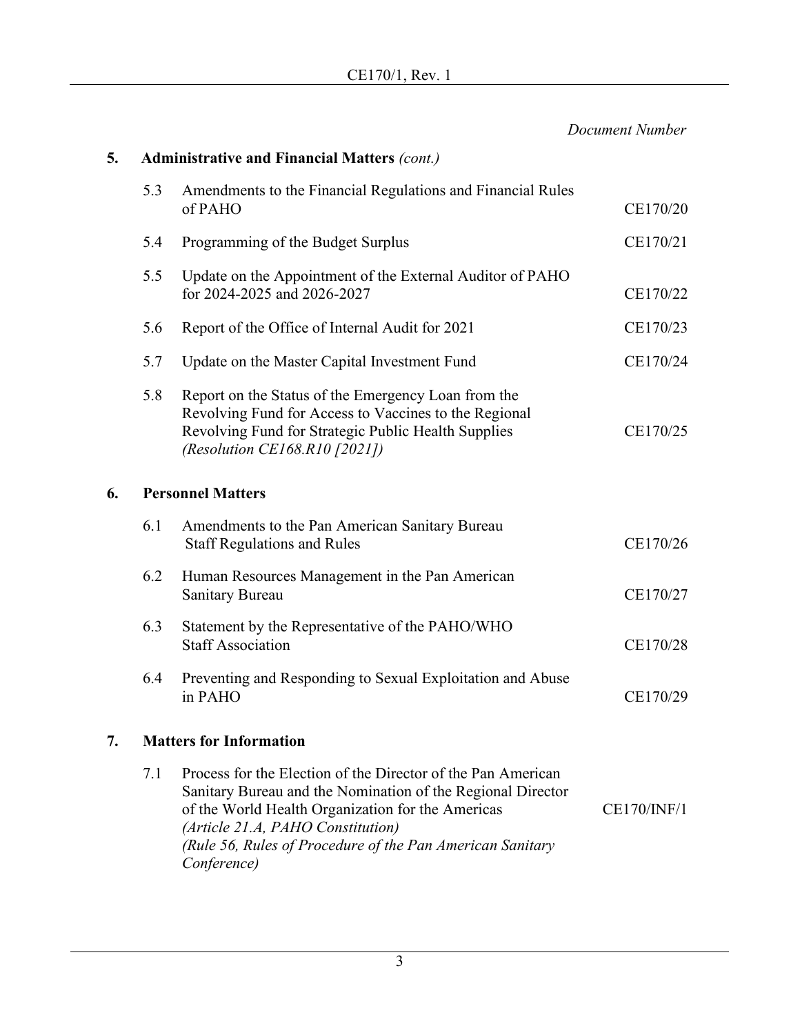*Document Number*

**5. Administrative and Financial Matters** *(cont.)*

| | | |
|---|---|---|
| 5.3 | Amendments to the Financial Regulations and Financial Rules of PAHO | CE170/20 |
| 5.4 | Programming of the Budget Surplus | CE170/21 |
| 5.5 | Update on the Appointment of the External Auditor of PAHO for 2024-2025 and 2026-2027 | CE170/22 |
| 5.6 | Report of the Office of Internal Audit for 2021 | CE170/23 |
| 5.7 | Update on the Master Capital Investment Fund | CE170/24 |
| 5.8 | Report on the Status of the Emergency Loan from the Revolving Fund for Access to Vaccines to the Regional Revolving Fund for Strategic Public Health Supplies *(Resolution CE168.R10 [2021])* | CE170/25 |

**6. Personnel Matters**

| | | |
|---|---|---|
| 6.1 | Amendments to the Pan American Sanitary Bureau Staff Regulations and Rules | CE170/26 |
| 6.2 | Human Resources Management in the Pan American Sanitary Bureau | CE170/27 |
| 6.3 | Statement by the Representative of the PAHO/WHO Staff Association | CE170/28 |
| 6.4 | Preventing and Responding to Sexual Exploitation and Abuse in PAHO | CE170/29 |

**7. Matters for Information**

| | | |
|---|---|---|
| 7.1 | Process for the Election of the Director of the Pan American Sanitary Bureau and the Nomination of the Regional Director of the World Health Organization for the Americas *(Article 21.A, PAHO Constitution)* *(Rule 56, Rules of Procedure of the Pan American Sanitary Conference)* | CE170/INF/1 |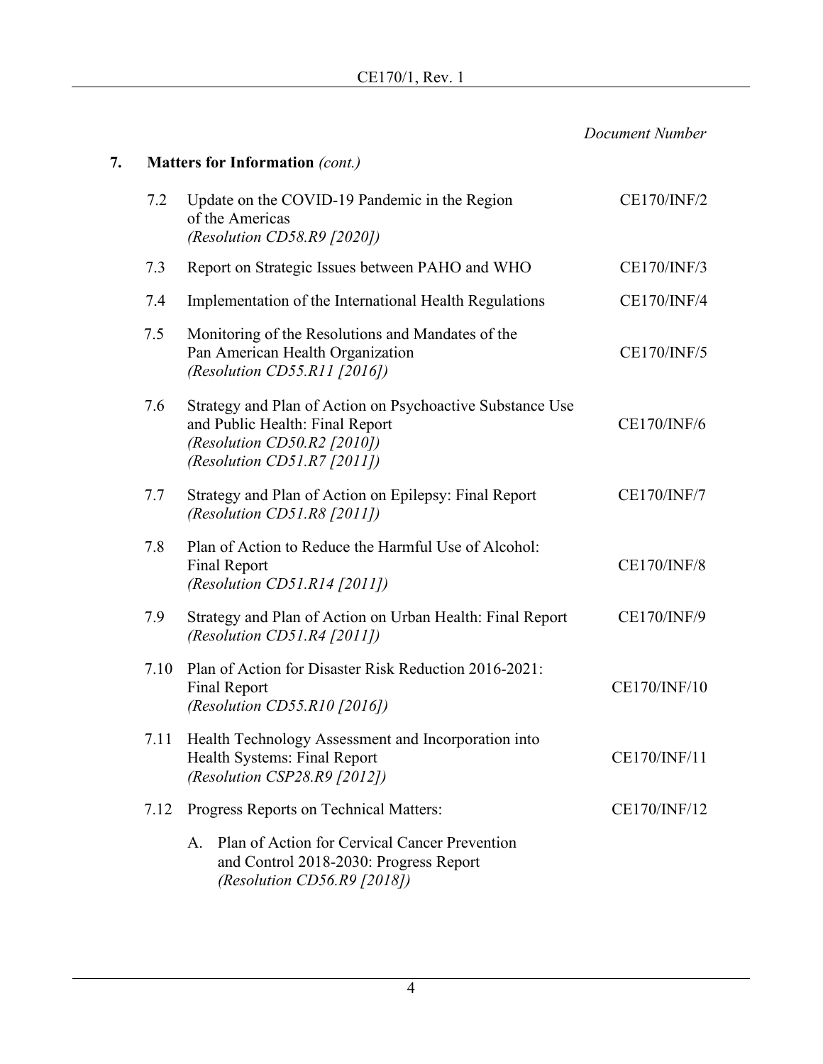*Document Number*

**7. Matters for Information** *(cont.)*

| | | |
|---|---|---|
| 7.2 | Update on the COVID-19 Pandemic in the Region of the Americas *(Resolution CD58.R9 [2020])* | CE170/INF/2 |
| 7.3 | Report on Strategic Issues between PAHO and WHO | CE170/INF/3 |
| 7.4 | Implementation of the International Health Regulations | CE170/INF/4 |
| 7.5 | Monitoring of the Resolutions and Mandates of the Pan American Health Organization *(Resolution CD55.R11 [2016])* | CE170/INF/5 |
| 7.6 | Strategy and Plan of Action on Psychoactive Substance Use and Public Health: Final Report *(Resolution CD50.R2 [2010])* *(Resolution CD51.R7 [2011])* | CE170/INF/6 |
| 7.7 | Strategy and Plan of Action on Epilepsy: Final Report *(Resolution CD51.R8 [2011])* | CE170/INF/7 |
| 7.8 | Plan of Action to Reduce the Harmful Use of Alcohol: Final Report *(Resolution CD51.R14 [2011])* | CE170/INF/8 |
| 7.9 | Strategy and Plan of Action on Urban Health: Final Report *(Resolution CD51.R4 [2011])* | CE170/INF/9 |
| 7.10 | Plan of Action for Disaster Risk Reduction 2016-2021: Final Report *(Resolution CD55.R10 [2016])* | CE170/INF/10 |
| 7.11 | Health Technology Assessment and Incorporation into Health Systems: Final Report *(Resolution CSP28.R9 [2012])* | CE170/INF/11 |
| 7.12 | Progress Reports on Technical Matters: | CE170/INF/12 |
| | A. Plan of Action for Cervical Cancer Prevention and Control 2018-2030: Progress Report *(Resolution CD56.R9 [2018])* | |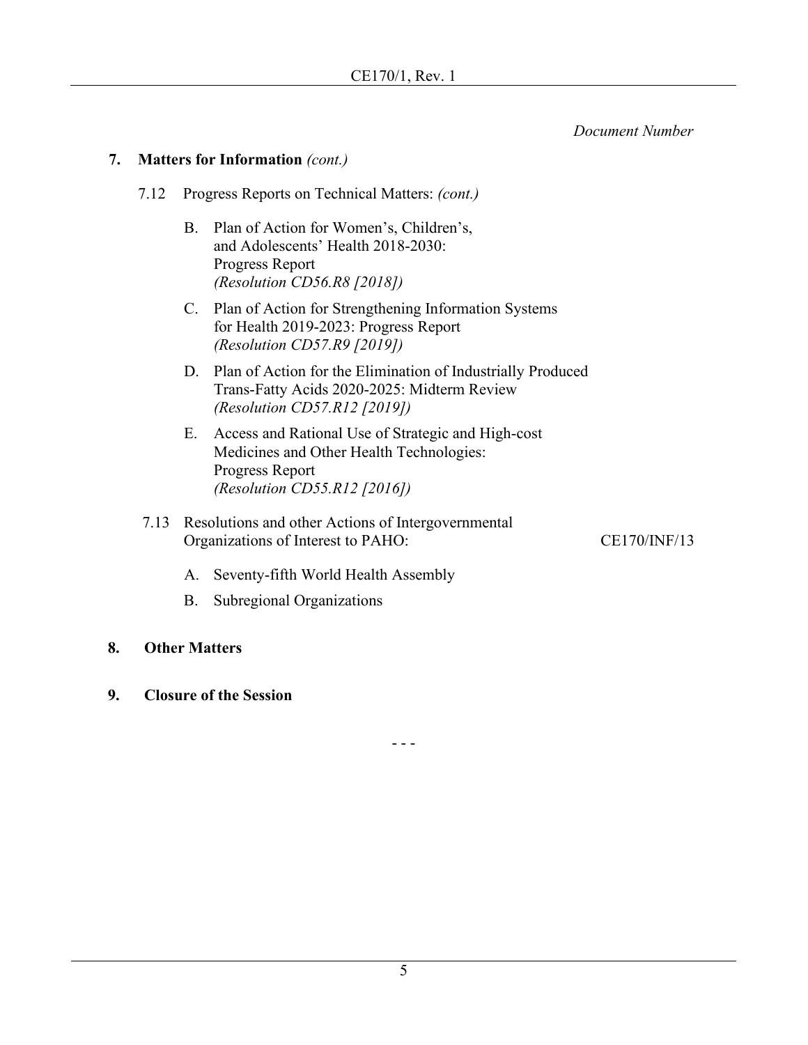*Document Number*

**7. Matters for Information** *(cont.)*

7.12 Progress Reports on Technical Matters: *(cont.)*

B. Plan of Action for Women's, Children's, and Adolescents' Health 2018-2030: Progress Report
*(Resolution CD56.R8 [2018])*

C. Plan of Action for Strengthening Information Systems for Health 2019-2023: Progress Report
*(Resolution CD57.R9 [2019])*

D. Plan of Action for the Elimination of Industrially Produced Trans-Fatty Acids 2020-2025: Midterm Review
*(Resolution CD57.R12 [2019])*

E. Access and Rational Use of Strategic and High-cost Medicines and Other Health Technologies: Progress Report
*(Resolution CD55.R12 [2016])*

7.13 Resolutions and other Actions of Intergovernmental Organizations of Interest to PAHO: CE170/INF/13

A. Seventy-fifth World Health Assembly

B. Subregional Organizations

**8. Other Matters**

**9. Closure of the Session**

- - -